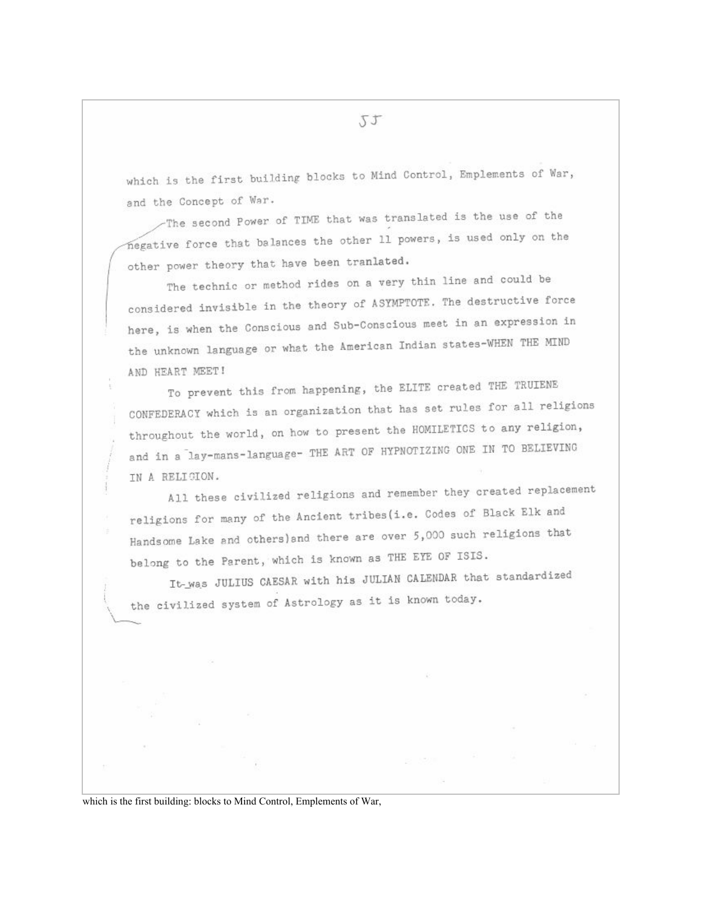which is the first building blocks to Mind Control, Emplements of War, and the Concept of War.

The second Power of TIME that was translated is the use of the negative force that balances the other 11 powers, is used only on the other power theory that have been tranlated.

The technic or method rides on a very thin line and could be considered invisible in the theory of ASYMPTOTE. The destructive force here, is when the Conscious and Sub-Conscious meet in an expression in the unknown language or what the American Indian states-WHEN THE MIND AND HEART MEET!

To prevent this from happening, the ELITE created THE TRUIENE CONFEDERACY which is an organization that has set rules for all religions throughout the world, on how to present the HOMILETICS to any religion, and in a lay-mans-language- THE ART OF HYPNOTIZING ONE IN TO BELIEVING IN A RELIGION.

All these civilized religions and remember they created replacement religions for many of the Ancient tribes(i.e. Codes of Black Elk and Handsome Lake and others)and there are over 5,000 such religions that belong to the Parent, which is known as THE EYE OF ISIS.

It was JULIUS CAESAR with his JULIAN CALENDAR that standardized the civilized system of Astrology as it is known today.

which is the first building: blocks to Mind Control, Emplements of War,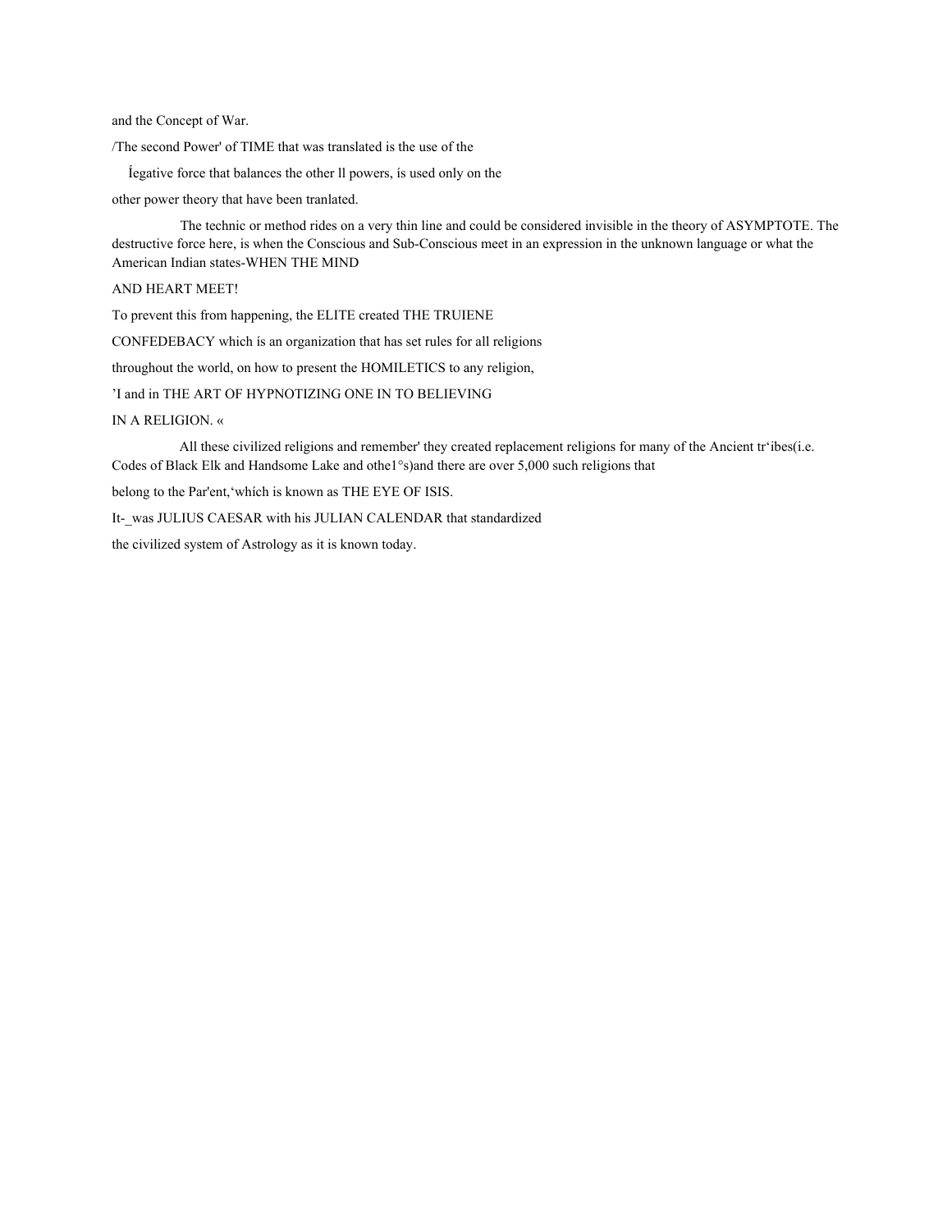and the Concept of War.

/The second Power' of TIME that was translated is the use of the

Íegative force that balances the other ll powers, ís used only on the

other power theory that have been tranlated.

The technic or method rides on a very thin line and could be considered invisible in the theory of ASYMPTOTE. The destructive force here, is when the Conscious and Sub-Conscious meet in an expression in the unknown language or what the American Indian states-WHEN THE MIND

AND HEART MEET!

To prevent this from happening, the ELITE created THE TRUIENE

CONFEDEBACY which ís an organization that has set rules for all religions

throughout the world, on how to present the HOMILETICS to any religion,

'I and in THE ART OF HYPNOTIZING ONE IN TO BELIEVING

IN A RELIGION. «

All these civilized religions and remember' they created replacement religions for many of the Ancient tr'ibes(i.e. Codes of Black Elk and Handsome Lake and othe1°s)and there are over 5,000 such religions that

belong to the Par'ent,'whích is known as THE EYE OF ISIS.

It-_was JULIUS CAESAR with his JULIAN CALENDAR that standardized

the civilized system of Astrology as it is known today.